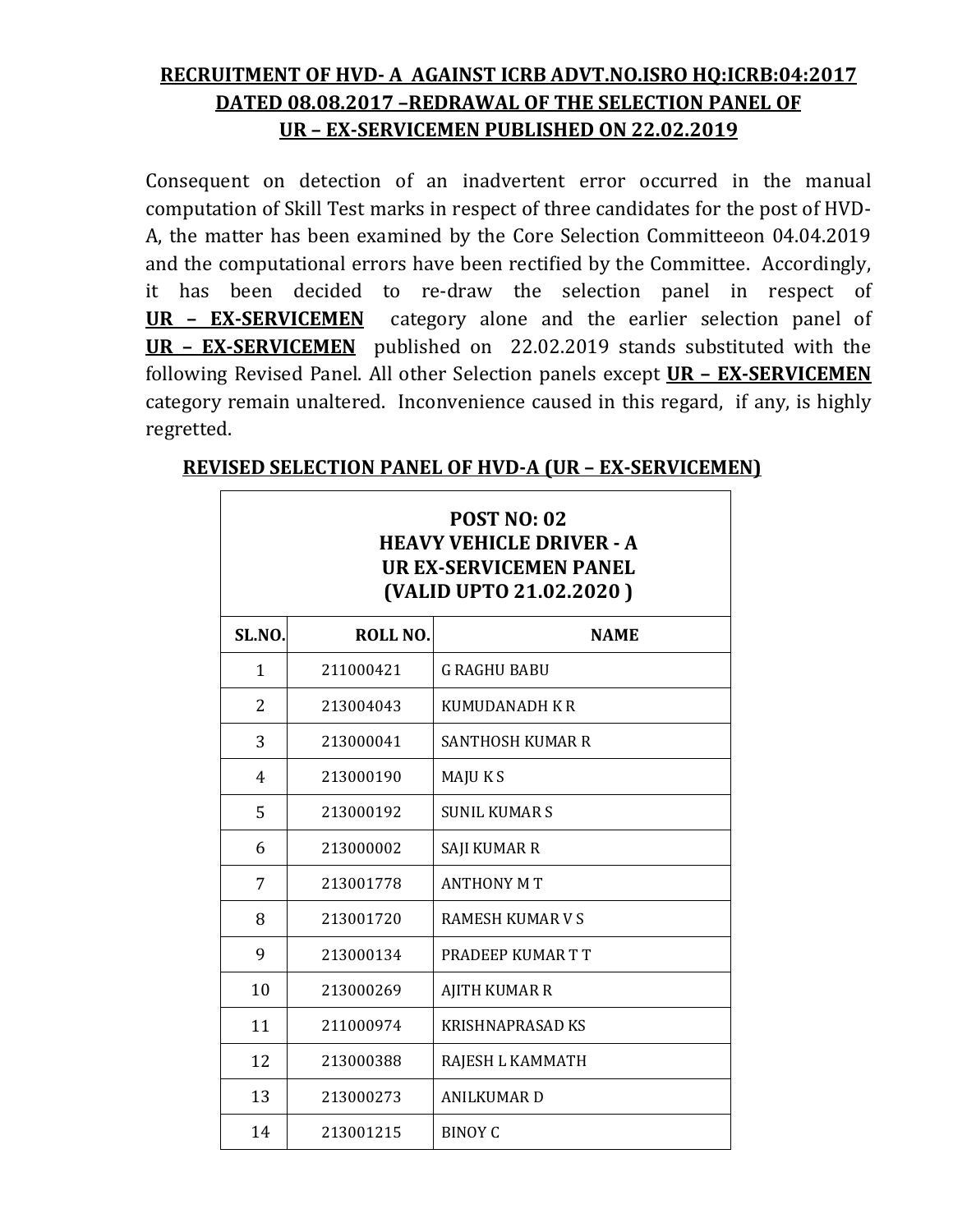**RECRUITMENT OF HVD- A AGAINST ICRB ADVT.NO.ISRO HQ:ICRB:04:2017 DATED 08.08.2017 –REDRAWAL OF THE SELECTION PANEL OF UR – EX-SERVICEMEN PUBLISHED ON 22.02.2019**

Consequent on detection of an inadvertent error occurred in the manual computation of Skill Test marks in respect of three candidates for the post of HVD-A, the matter has been examined by the Core Selection Committeeon 04.04.2019 and the computational errors have been rectified by the Committee. Accordingly, it has been decided to re-draw the selection panel in respect of **UR – EX-SERVICEMEN** category alone and the earlier selection panel of **UR – EX-SERVICEMEN** published on 22.02.2019 stands substituted with the following Revised Panel. All other Selection panels except **UR – EX-SERVICEMEN** category remain unaltered. Inconvenience caused in this regard, if any, is highly regretted.

**REVISED SELECTION PANEL OF HVD-A (UR – EX-SERVICEMEN)**

| POST NO: 02<br>HEAVY VEHICLE DRIVER - A<br>UR EX-SERVICEMEN PANEL<br>(VALID UPTO 21.02.2020 ) | | |
|---|---|---|
| **SL.NO.** | **ROLL NO.** | **NAME** |
| 1 | 211000421 | G RAGHU BABU |
| 2 | 213004043 | KUMUDANADH K R |
| 3 | 213000041 | SANTHOSH KUMAR R |
| 4 | 213000190 | MAJU K S |
| 5 | 213000192 | SUNIL KUMAR S |
| 6 | 213000002 | SAJI KUMAR R |
| 7 | 213001778 | ANTHONY M T |
| 8 | 213001720 | RAMESH KUMAR V S |
| 9 | 213000134 | PRADEEP KUMAR T T |
| 10 | 213000269 | AJITH KUMAR R |
| 11 | 211000974 | KRISHNAPRASAD KS |
| 12 | 213000388 | RAJESH L KAMMATH |
| 13 | 213000273 | ANILKUMAR D |
| 14 | 213001215 | BINOY C |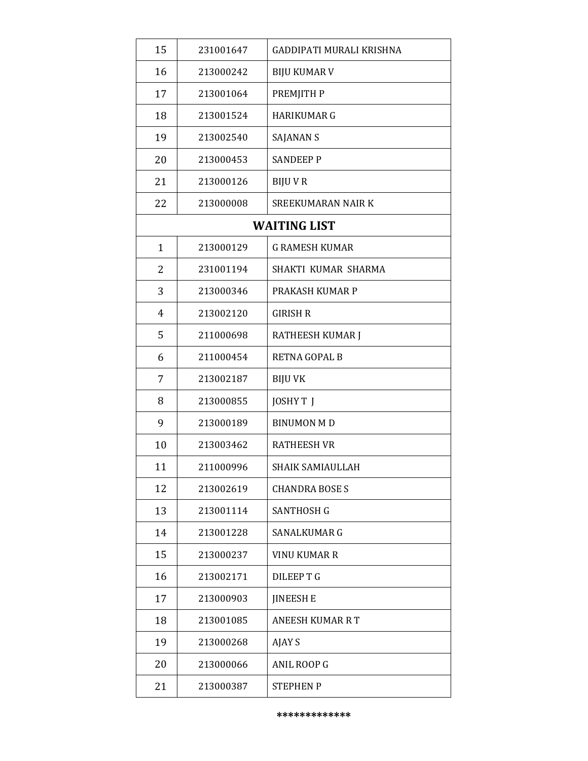| | | |
|---|---|---|
| 15 | 231001647 | GADDIPATI MURALI KRISHNA |
| 16 | 213000242 | BIJU KUMAR V |
| 17 | 213001064 | PREMJITH P |
| 18 | 213001524 | HARIKUMAR G |
| 19 | 213002540 | SAJANAN S |
| 20 | 213000453 | SANDEEP P |
| 21 | 213000126 | BIJU V R |
| 22 | 213000008 | SREEKUMARAN NAIR K |
| **WAITING LIST** | | |
| 1 | 213000129 | G RAMESH KUMAR |
| 2 | 231001194 | SHAKTI KUMAR SHARMA |
| 3 | 213000346 | PRAKASH KUMAR P |
| 4 | 213002120 | GIRISH R |
| 5 | 211000698 | RATHEESH KUMAR J |
| 6 | 211000454 | RETNA GOPAL B |
| 7 | 213002187 | BIJU VK |
| 8 | 213000855 | JOSHY T J |
| 9 | 213000189 | BINUMON M D |
| 10 | 213003462 | RATHEESH VR |
| 11 | 211000996 | SHAIK SAMIAULLAH |
| 12 | 213002619 | CHANDRA BOSE S |
| 13 | 213001114 | SANTHOSH G |
| 14 | 213001228 | SANALKUMAR G |
| 15 | 213000237 | VINU KUMAR R |
| 16 | 213002171 | DILEEP T G |
| 17 | 213000903 | JINEESH E |
| 18 | 213001085 | ANEESH KUMAR R T |
| 19 | 213000268 | AJAY S |
| 20 | 213000066 | ANIL ROOP G |
| 21 | 213000387 | STEPHEN P |

*************